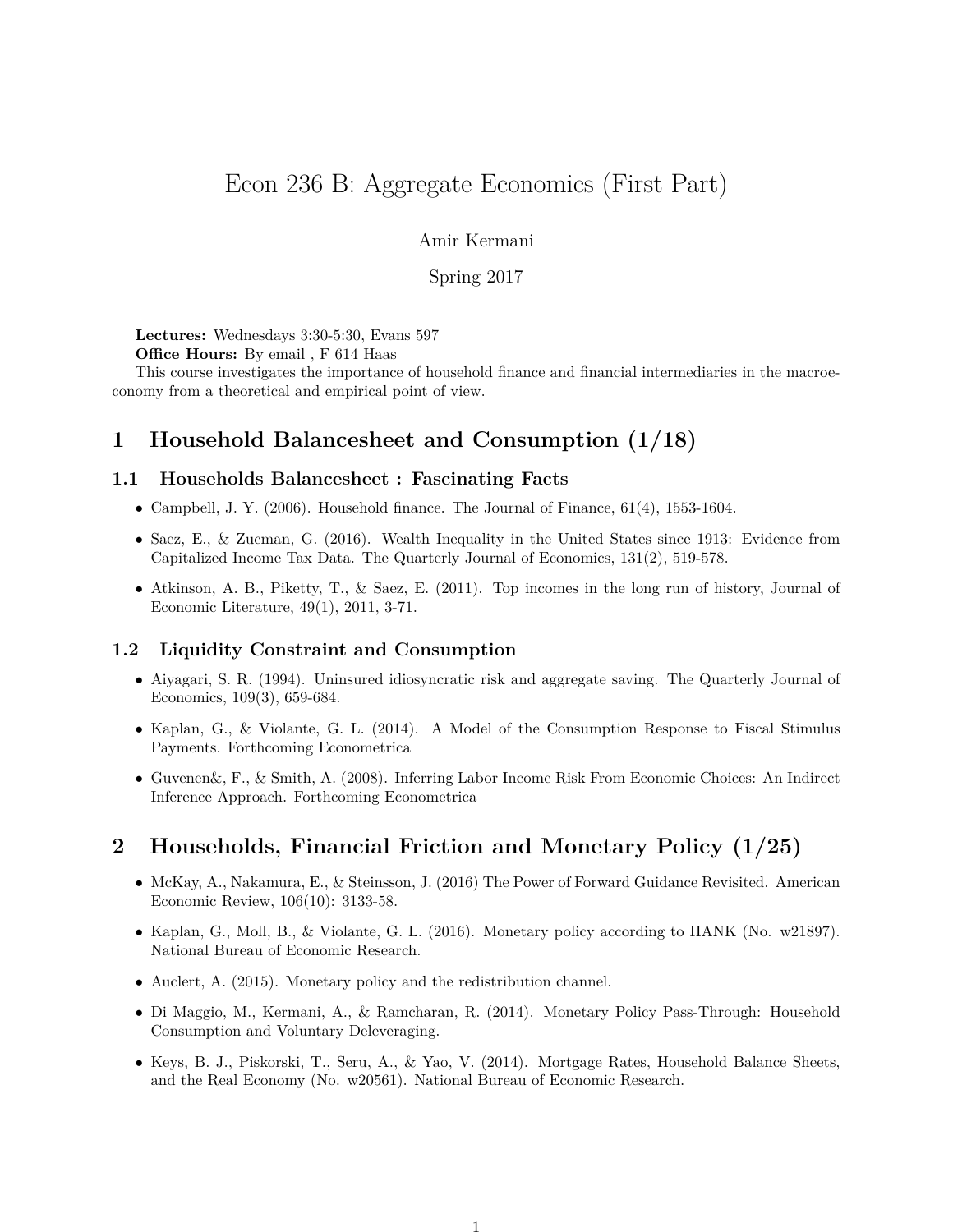# Econ 236 B: Aggregate Economics (First Part)

Amir Kermani

Spring 2017

**Lectures:** Wednesdays 3:30-5:30, Evans 597

**Office Hours:** By email , F 614 Haas

This course investigates the importance of household finance and financial intermediaries in the macroeconomy from a theoretical and empirical point of view.

## 1 Household Balancesheet and Consumption (1/18)

### 1.1 Households Balancesheet : Fascinating Facts

- Campbell, J. Y. (2006). Household finance. The Journal of Finance, 61(4), 1553-1604.
- Saez, E., & Zucman, G. (2016). Wealth Inequality in the United States since 1913: Evidence from Capitalized Income Tax Data. The Quarterly Journal of Economics, 131(2), 519-578.
- Atkinson, A. B., Piketty, T., & Saez, E. (2011). Top incomes in the long run of history, Journal of Economic Literature, 49(1), 2011, 3-71.

### 1.2 Liquidity Constraint and Consumption

- Aiyagari, S. R. (1994). Uninsured idiosyncratic risk and aggregate saving. The Quarterly Journal of Economics, 109(3), 659-684.
- Kaplan, G., & Violante, G. L. (2014). A Model of the Consumption Response to Fiscal Stimulus Payments. Forthcoming Econometrica
- Guvenen&, F., & Smith, A. (2008). Inferring Labor Income Risk From Economic Choices: An Indirect Inference Approach. Forthcoming Econometrica

## 2 Households, Financial Friction and Monetary Policy (1/25)

- McKay, A., Nakamura, E., & Steinsson, J. (2016) The Power of Forward Guidance Revisited. American Economic Review, 106(10): 3133-58.
- Kaplan, G., Moll, B., & Violante, G. L. (2016). Monetary policy according to HANK (No. w21897). National Bureau of Economic Research.
- Auclert, A. (2015). Monetary policy and the redistribution channel.
- Di Maggio, M., Kermani, A., & Ramcharan, R. (2014). Monetary Policy Pass-Through: Household Consumption and Voluntary Deleveraging.
- Keys, B. J., Piskorski, T., Seru, A., & Yao, V. (2014). Mortgage Rates, Household Balance Sheets, and the Real Economy (No. w20561). National Bureau of Economic Research.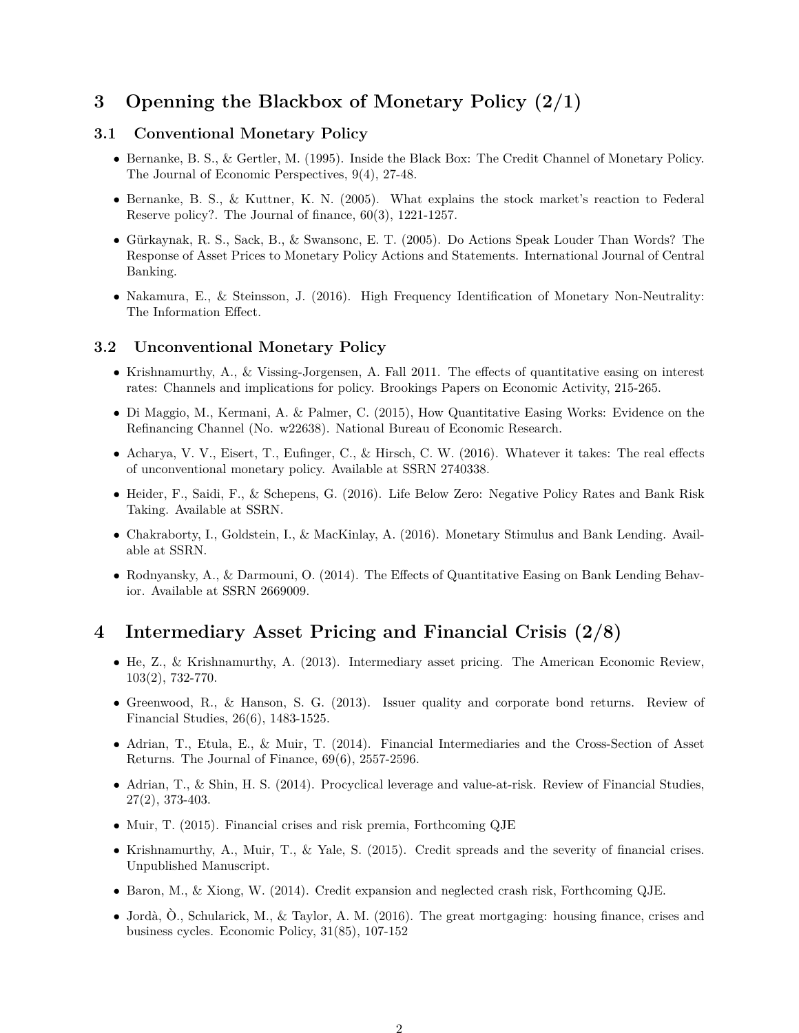## 3 Openning the Blackbox of Monetary Policy (2/1)

### 3.1 Conventional Monetary Policy

- Bernanke, B. S., & Gertler, M. (1995). Inside the Black Box: The Credit Channel of Monetary Policy. The Journal of Economic Perspectives, 9(4), 27-48.
- Bernanke, B. S., & Kuttner, K. N. (2005). What explains the stock market's reaction to Federal Reserve policy?. The Journal of finance, 60(3), 1221-1257.
- Gürkaynak, R. S., Sack, B., & Swansonc, E. T. (2005). Do Actions Speak Louder Than Words? The Response of Asset Prices to Monetary Policy Actions and Statements. International Journal of Central Banking.
- Nakamura, E., & Steinsson, J. (2016). High Frequency Identification of Monetary Non-Neutrality: The Information Effect.

### 3.2 Unconventional Monetary Policy

- Krishnamurthy, A., & Vissing-Jorgensen, A. Fall 2011. The effects of quantitative easing on interest rates: Channels and implications for policy. Brookings Papers on Economic Activity, 215-265.
- Di Maggio, M., Kermani, A. & Palmer, C. (2015), How Quantitative Easing Works: Evidence on the Refinancing Channel (No. w22638). National Bureau of Economic Research.
- Acharya, V. V., Eisert, T., Eufinger, C., & Hirsch, C. W. (2016). Whatever it takes: The real effects of unconventional monetary policy. Available at SSRN 2740338.
- Heider, F., Saidi, F., & Schepens, G. (2016). Life Below Zero: Negative Policy Rates and Bank Risk Taking. Available at SSRN.
- Chakraborty, I., Goldstein, I., & MacKinlay, A. (2016). Monetary Stimulus and Bank Lending. Available at SSRN.
- Rodnyansky, A., & Darmouni, O. (2014). The Effects of Quantitative Easing on Bank Lending Behavior. Available at SSRN 2669009.

## 4 Intermediary Asset Pricing and Financial Crisis (2/8)

- He, Z., & Krishnamurthy, A. (2013). Intermediary asset pricing. The American Economic Review, 103(2), 732-770.
- Greenwood, R., & Hanson, S. G. (2013). Issuer quality and corporate bond returns. Review of Financial Studies, 26(6), 1483-1525.
- Adrian, T., Etula, E., & Muir, T. (2014). Financial Intermediaries and the Cross-Section of Asset Returns. The Journal of Finance, 69(6), 2557-2596.
- Adrian, T., & Shin, H. S. (2014). Procyclical leverage and value-at-risk. Review of Financial Studies, 27(2), 373-403.
- Muir, T. (2015). Financial crises and risk premia, Forthcoming QJE
- Krishnamurthy, A., Muir, T., & Yale, S. (2015). Credit spreads and the severity of financial crises. Unpublished Manuscript.
- Baron, M., & Xiong, W. (2014). Credit expansion and neglected crash risk, Forthcoming QJE.
- Jordà, Ò., Schularick, M., & Taylor, A. M. (2016). The great mortgaging: housing finance, crises and business cycles. Economic Policy, 31(85), 107-152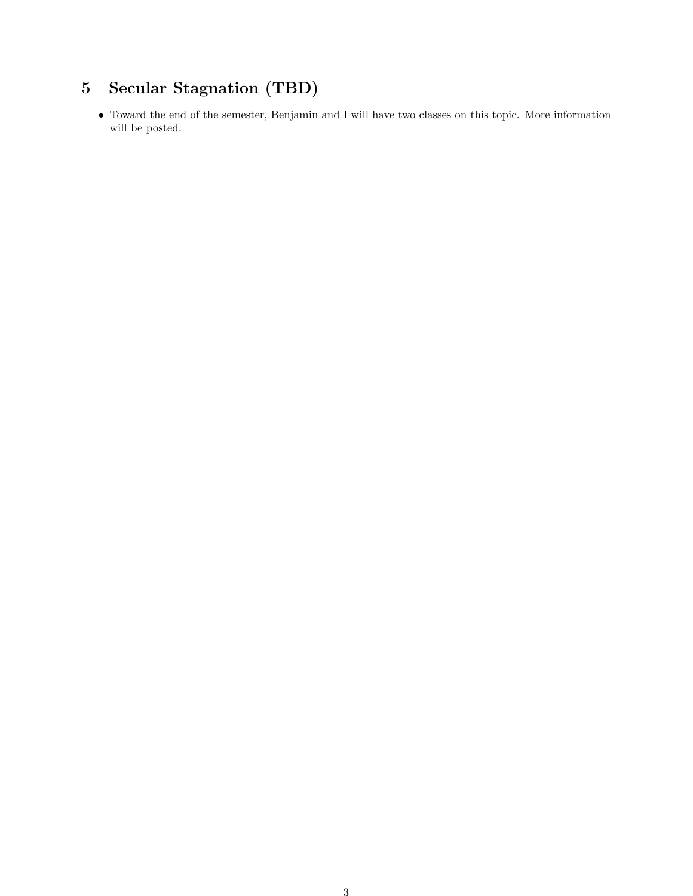## 5 Secular Stagnation (TBD)

- Toward the end of the semester, Benjamin and I will have two classes on this topic. More information will be posted.